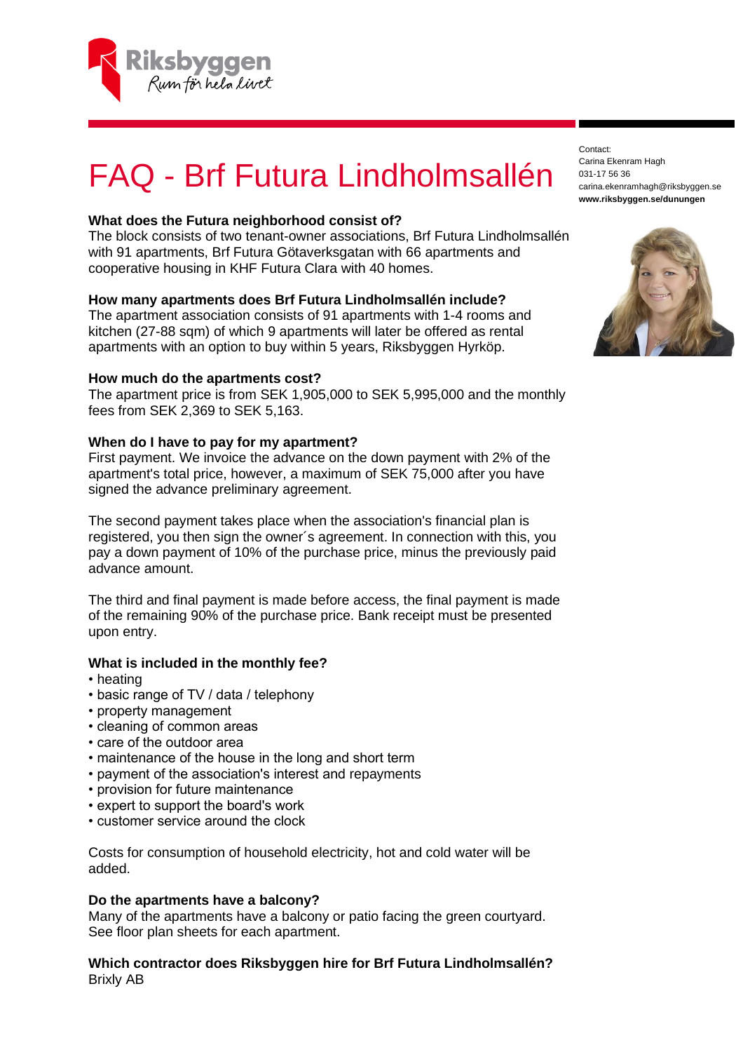# FAQ - Brf Futura Lindholmsallén

Contact:
Carina Ekenram Hagh
031-17 56 36
carina.ekenramhagh@riksbyggen.se
**www.riksbyggen.se/dunungen**

**What does the Futura neighborhood consist of?**
The block consists of two tenant-owner associations, Brf Futura Lindholmsallén with 91 apartments, Brf Futura Götaverksgatan with 66 apartments and cooperative housing in KHF Futura Clara with 40 homes.

**How many apartments does Brf Futura Lindholmsallén include?**
The apartment association consists of 91 apartments with 1-4 rooms and kitchen (27-88 sqm) of which 9 apartments will later be offered as rental apartments with an option to buy within 5 years, Riksbyggen Hyrköp.

**How much do the apartments cost?**
The apartment price is from SEK 1,905,000 to SEK 5,995,000 and the monthly fees from SEK 2,369 to SEK 5,163.

**When do I have to pay for my apartment?**
First payment. We invoice the advance on the down payment with 2% of the apartment's total price, however, a maximum of SEK 75,000 after you have signed the advance preliminary agreement.

The second payment takes place when the association's financial plan is registered, you then sign the owner´s agreement. In connection with this, you pay a down payment of 10% of the purchase price, minus the previously paid advance amount.

The third and final payment is made before access, the final payment is made of the remaining 90% of the purchase price. Bank receipt must be presented upon entry.

**What is included in the monthly fee?**

- heating
- basic range of TV / data / telephony
- property management
- cleaning of common areas
- care of the outdoor area
- maintenance of the house in the long and short term
- payment of the association's interest and repayments
- provision for future maintenance
- expert to support the board's work
- customer service around the clock

Costs for consumption of household electricity, hot and cold water will be added.

**Do the apartments have a balcony?**
Many of the apartments have a balcony or patio facing the green courtyard. See floor plan sheets for each apartment.

**Which contractor does Riksbyggen hire for Brf Futura Lindholmsallén?**
Brixly AB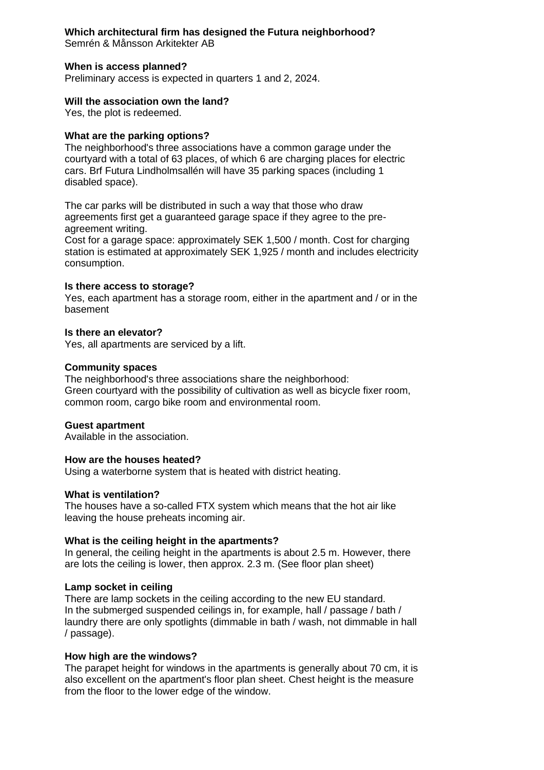**Which architectural firm has designed the Futura neighborhood?**
Semrén & Månsson Arkitekter AB

**When is access planned?**
Preliminary access is expected in quarters 1 and 2, 2024.

**Will the association own the land?**
Yes, the plot is redeemed.

**What are the parking options?**
The neighborhood's three associations have a common garage under the courtyard with a total of 63 places, of which 6 are charging places for electric cars. Brf Futura Lindholmsallén will have 35 parking spaces (including 1 disabled space).

The car parks will be distributed in such a way that those who draw agreements first get a guaranteed garage space if they agree to the pre-agreement writing.
Cost for a garage space: approximately SEK 1,500 / month. Cost for charging station is estimated at approximately SEK 1,925 / month and includes electricity consumption.

**Is there access to storage?**
Yes, each apartment has a storage room, either in the apartment and / or in the basement

**Is there an elevator?**
Yes, all apartments are serviced by a lift.

**Community spaces**
The neighborhood's three associations share the neighborhood:
Green courtyard with the possibility of cultivation as well as bicycle fixer room, common room, cargo bike room and environmental room.

**Guest apartment**
Available in the association.

**How are the houses heated?**
Using a waterborne system that is heated with district heating.

**What is ventilation?**
The houses have a so-called FTX system which means that the hot air like leaving the house preheats incoming air.

**What is the ceiling height in the apartments?**
In general, the ceiling height in the apartments is about 2.5 m. However, there are lots the ceiling is lower, then approx. 2.3 m. (See floor plan sheet)

**Lamp socket in ceiling**
There are lamp sockets in the ceiling according to the new EU standard.
In the submerged suspended ceilings in, for example, hall / passage / bath / laundry there are only spotlights (dimmable in bath / wash, not dimmable in hall / passage).

**How high are the windows?**
The parapet height for windows in the apartments is generally about 70 cm, it is also excellent on the apartment's floor plan sheet. Chest height is the measure from the floor to the lower edge of the window.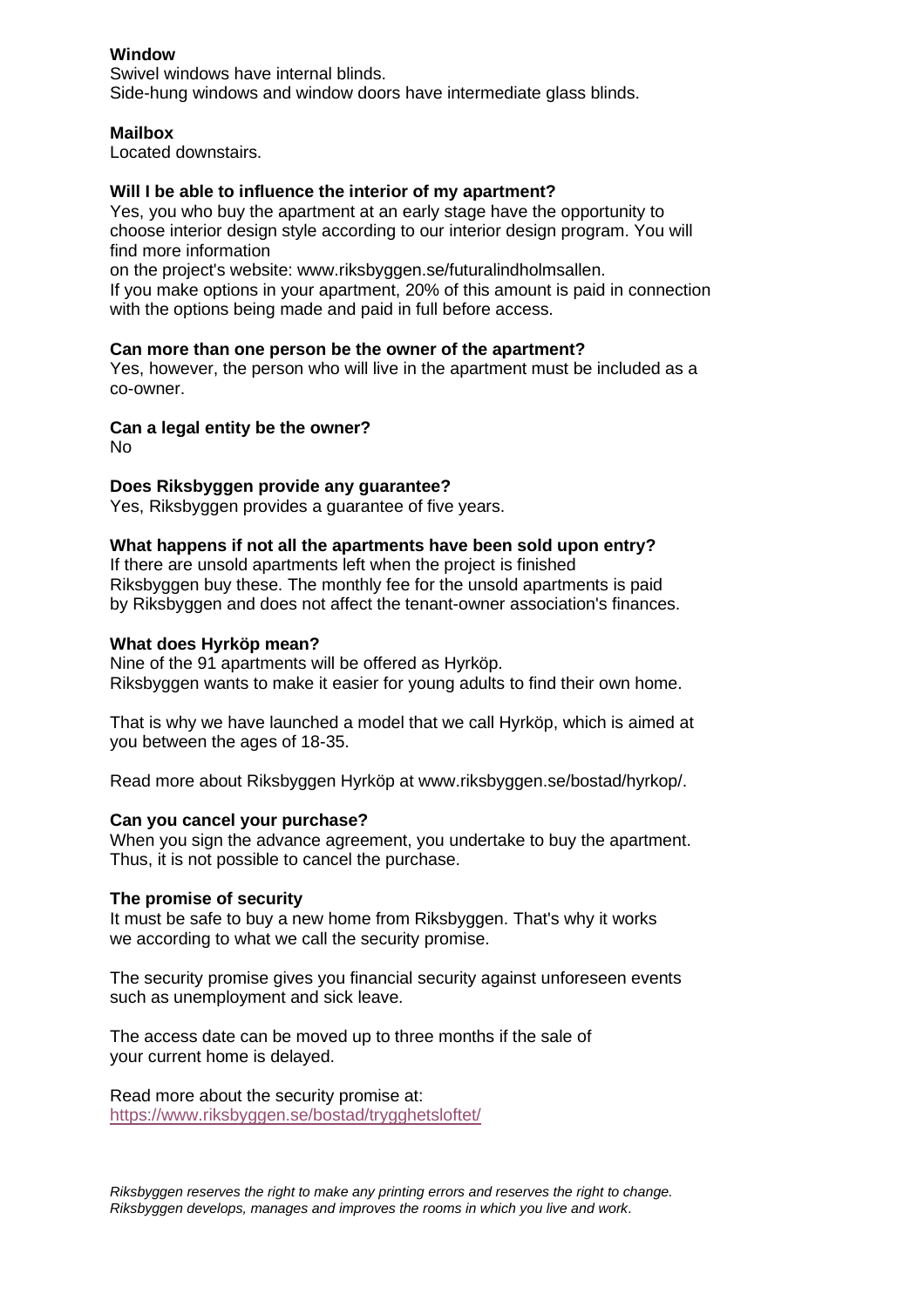**Window**
Swivel windows have internal blinds.
Side-hung windows and window doors have intermediate glass blinds.

**Mailbox**
Located downstairs.

**Will I be able to influence the interior of my apartment?**
Yes, you who buy the apartment at an early stage have the opportunity to choose interior design style according to our interior design program. You will find more information
on the project's website: www.riksbyggen.se/futuralindholmsallen.
If you make options in your apartment, 20% of this amount is paid in connection with the options being made and paid in full before access.

**Can more than one person be the owner of the apartment?**
Yes, however, the person who will live in the apartment must be included as a co-owner.

**Can a legal entity be the owner?**
No

**Does Riksbyggen provide any guarantee?**
Yes, Riksbyggen provides a guarantee of five years.

**What happens if not all the apartments have been sold upon entry?**
If there are unsold apartments left when the project is finished
Riksbyggen buy these. The monthly fee for the unsold apartments is paid
by Riksbyggen and does not affect the tenant-owner association's finances.

**What does Hyrköp mean?**
Nine of the 91 apartments will be offered as Hyrköp.
Riksbyggen wants to make it easier for young adults to find their own home.

That is why we have launched a model that we call Hyrköp, which is aimed at you between the ages of 18-35.

Read more about Riksbyggen Hyrköp at www.riksbyggen.se/bostad/hyrkop/.

**Can you cancel your purchase?**
When you sign the advance agreement, you undertake to buy the apartment.
Thus, it is not possible to cancel the purchase.

**The promise of security**
It must be safe to buy a new home from Riksbyggen. That's why it works
we according to what we call the security promise.

The security promise gives you financial security against unforeseen events such as unemployment and sick leave.

The access date can be moved up to three months if the sale of
your current home is delayed.

Read more about the security promise at:
https://www.riksbyggen.se/bostad/trygghetsloftet/

*Riksbyggen reserves the right to make any printing errors and reserves the right to change.*
*Riksbyggen develops, manages and improves the rooms in which you live and work.*